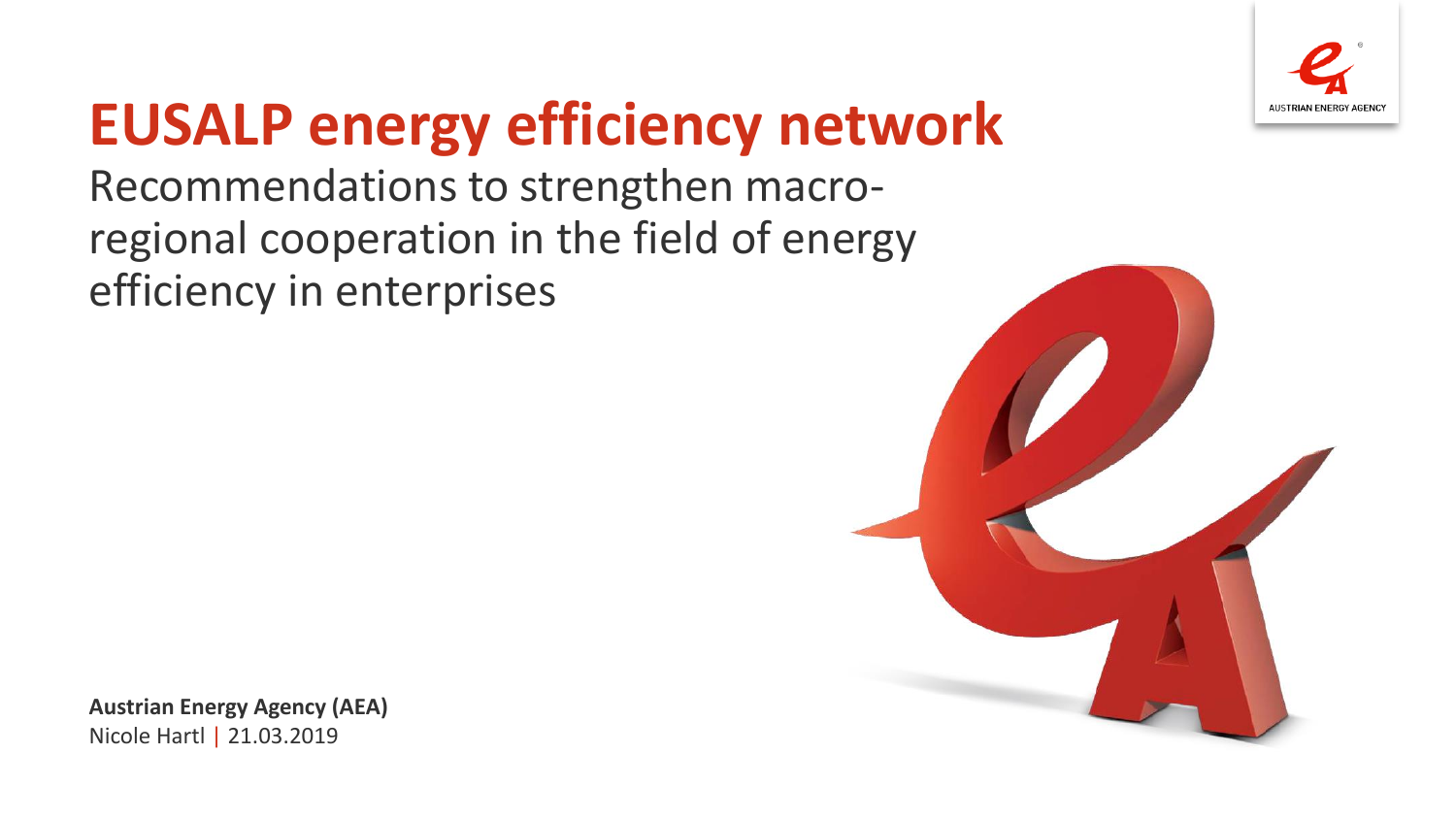# EUSALP energy efficiency network

Recommendations to strengthen macro-regional cooperation in the field of energy efficiency in enterprises

**Austrian Energy Agency (AEA)**

Nicole Hartl | 21.03.2019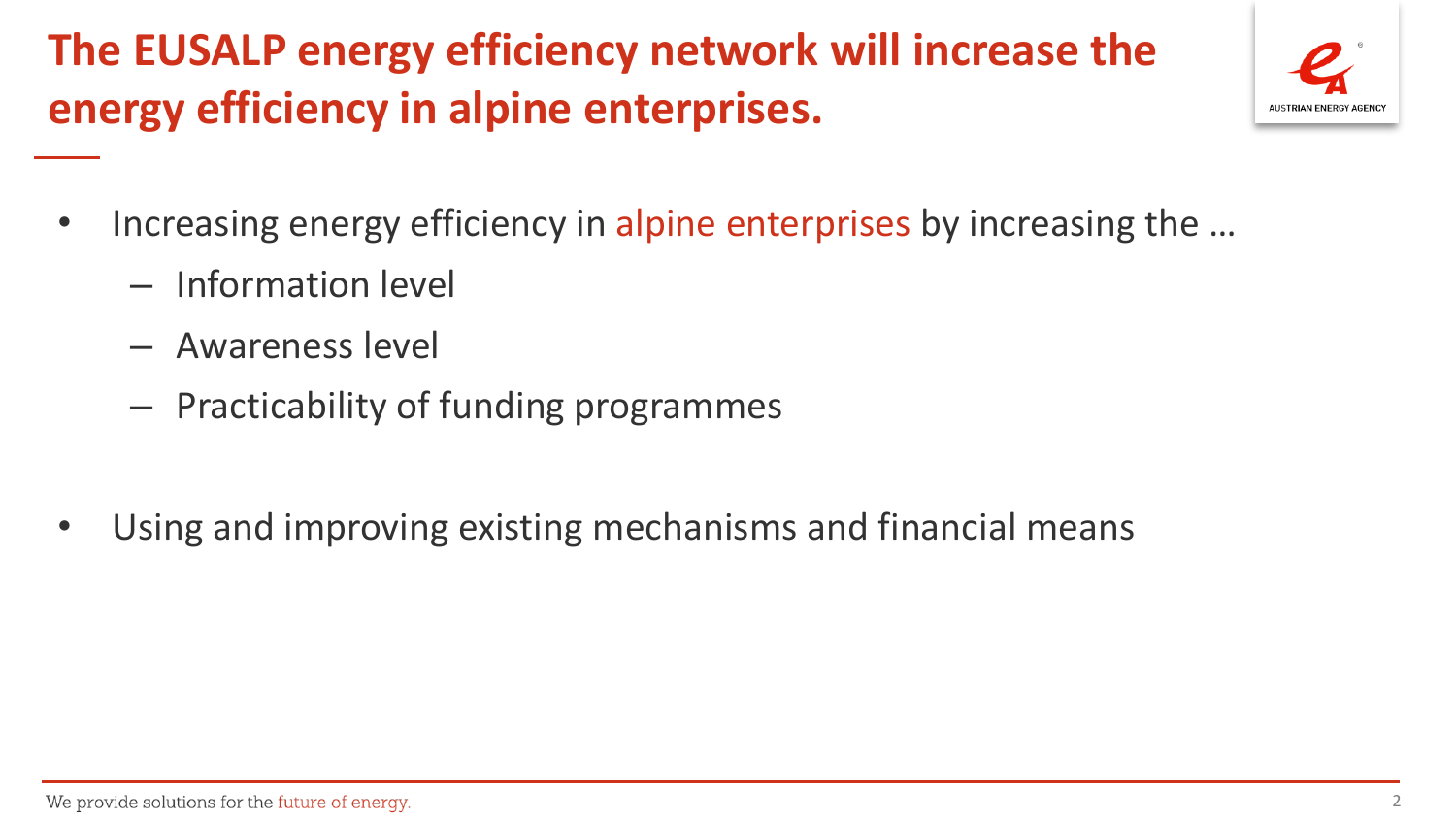# The EUSALP energy efficiency network will increase the energy efficiency in alpine enterprises.

- Increasing energy efficiency in alpine enterprises by increasing the …
  - Information level
  - Awareness level
  - Practicability of funding programmes

- Using and improving existing mechanisms and financial means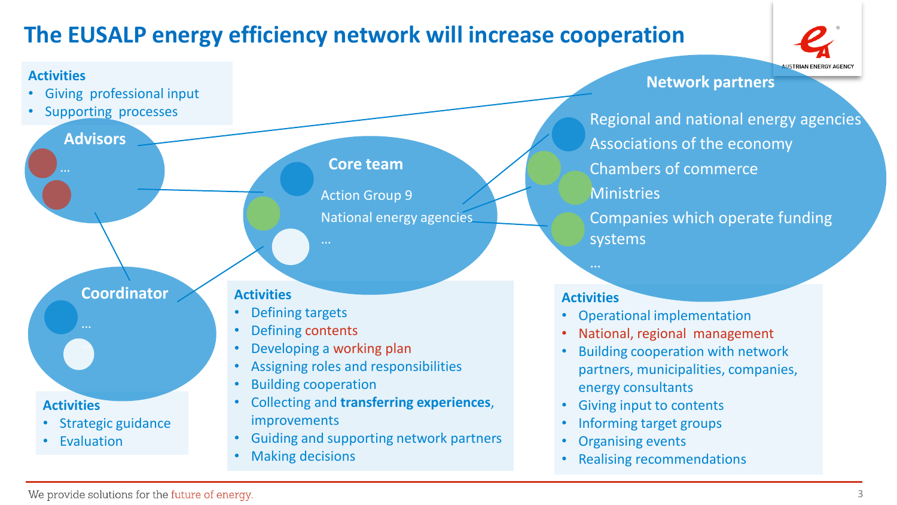# The EUSALP energy efficiency network will increase cooperation

## Advisors

…

**Activities**
- Giving professional input
- Supporting processes

## Coordinator

…

…

**Activities**
- Strategic guidance
- Evaluation

## Core team

Action Group 9

National energy agencies

…

**Activities**
- Defining targets
- Defining contents
- Developing a working plan
- Assigning roles and responsibilities
- Building cooperation
- Collecting and **transferring experiences**, improvements
- Guiding and supporting network partners
- Making decisions

## Network partners

Regional and national energy agencies

Associations of the economy

Chambers of commerce

Ministries

Companies which operate funding systems

…

**Activities**
- Operational implementation
- National, regional management
- Building cooperation with network partners, municipalities, companies, energy consultants
- Giving input to contents
- Informing target groups
- Organising events
- Realising recommendations

We provide solutions for the future of energy.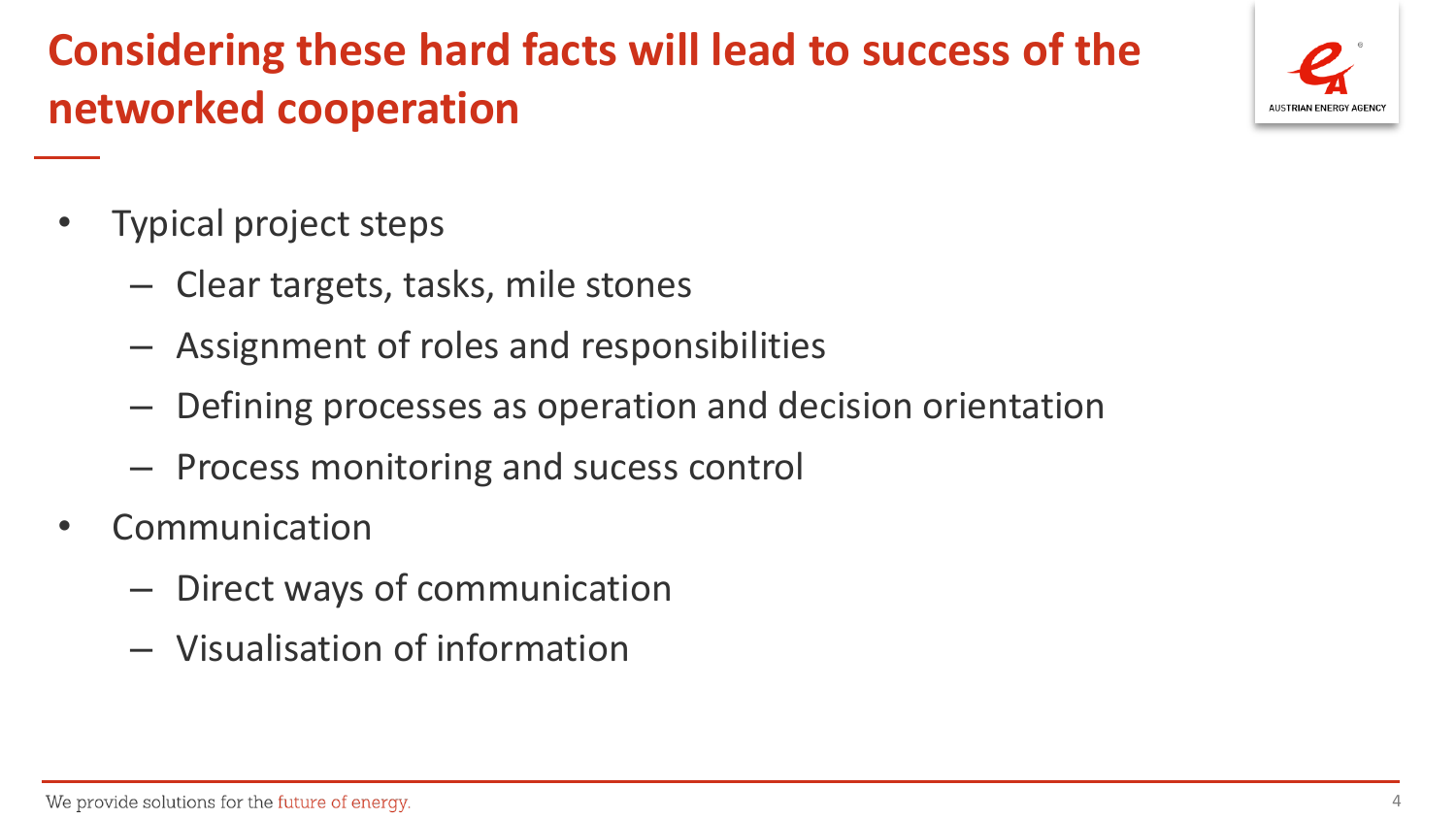# Considering these hard facts will lead to success of the networked cooperation

- Typical project steps
  - Clear targets, tasks, mile stones
  - Assignment of roles and responsibilities
  - Defining processes as operation and decision orientation
  - Process monitoring and sucess control
- Communication
  - Direct ways of communication
  - Visualisation of information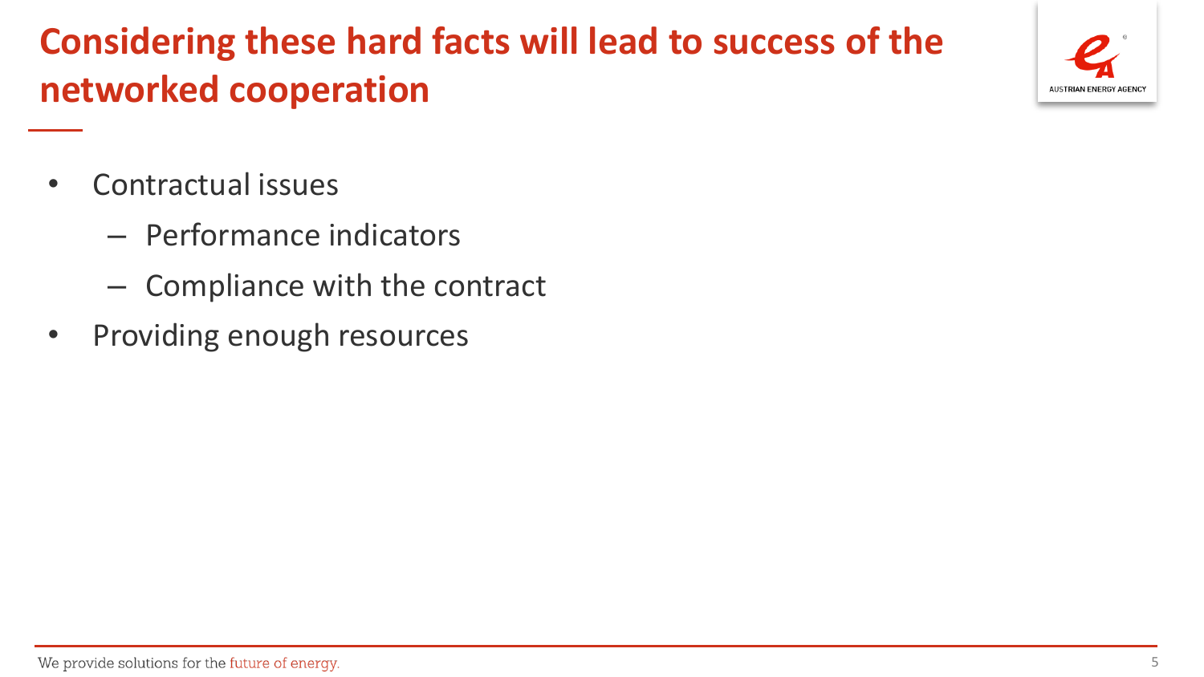# Considering these hard facts will lead to success of the networked cooperation

- Contractual issues
  - Performance indicators
  - Compliance with the contract
- Providing enough resources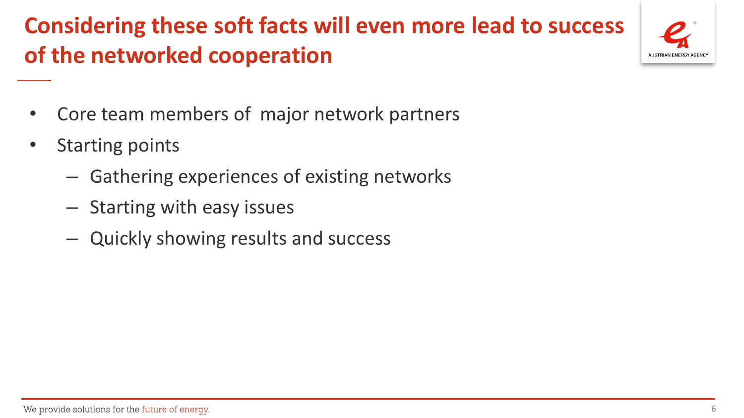# Considering these soft facts will even more lead to success of the networked cooperation

- Core team members of major network partners
- Starting points
  - Gathering experiences of existing networks
  - Starting with easy issues
  - Quickly showing results and success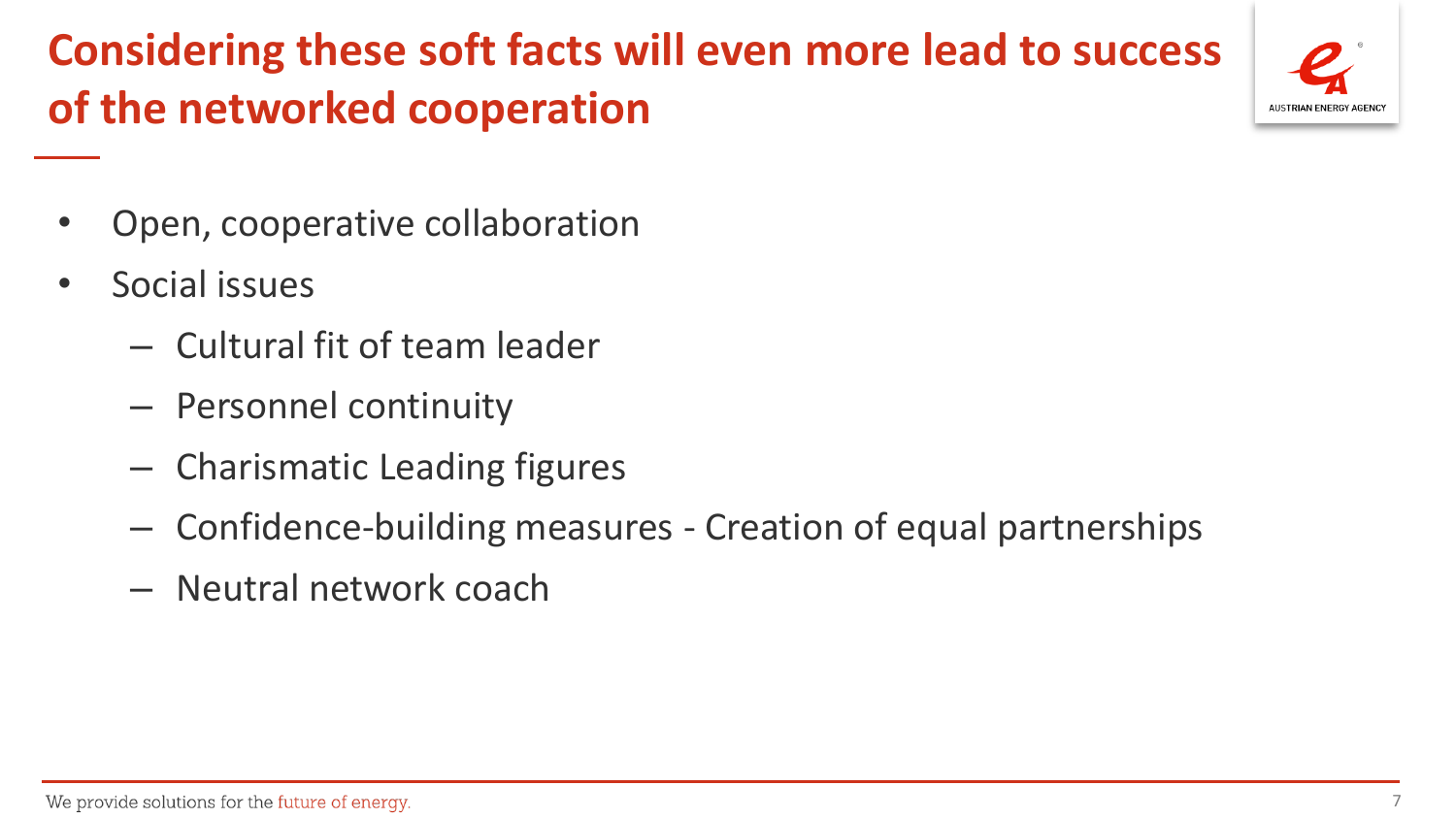# Considering these soft facts will even more lead to success of the networked cooperation

- Open, cooperative collaboration
- Social issues
  - Cultural fit of team leader
  - Personnel continuity
  - Charismatic Leading figures
  - Confidence-building measures - Creation of equal partnerships
  - Neutral network coach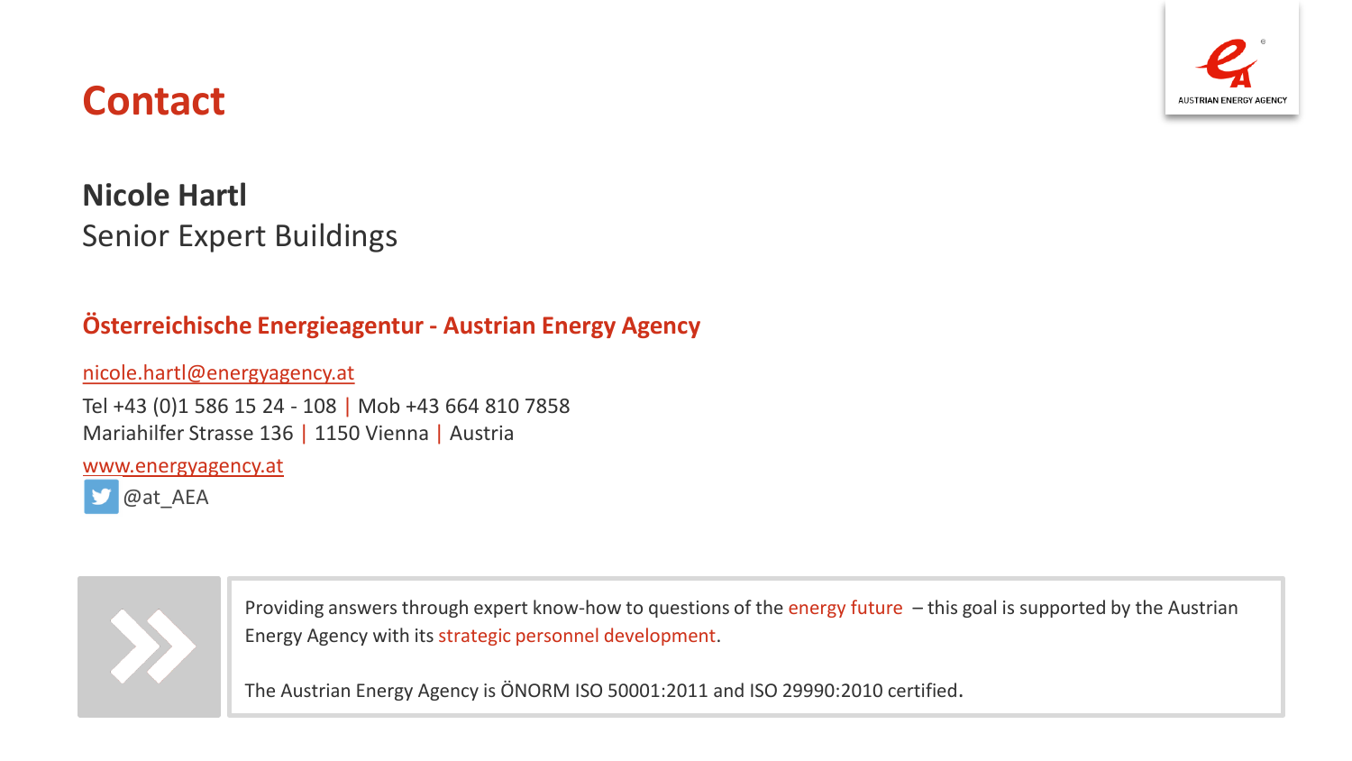# Contact

**Nicole Hartl**
Senior Expert Buildings

**Österreichische Energieagentur - Austrian Energy Agency**

nicole.hartl@energyagency.at

Tel +43 (0)1 586 15 24 - 108 | Mob +43 664 810 7858
Mariahilfer Strasse 136 | 1150 Vienna | Austria

www.energyagency.at

@at_AEA

Providing answers through expert know-how to questions of the energy future – this goal is supported by the Austrian Energy Agency with its strategic personnel development.

The Austrian Energy Agency is ÖNORM ISO 50001:2011 and ISO 29990:2010 certified.